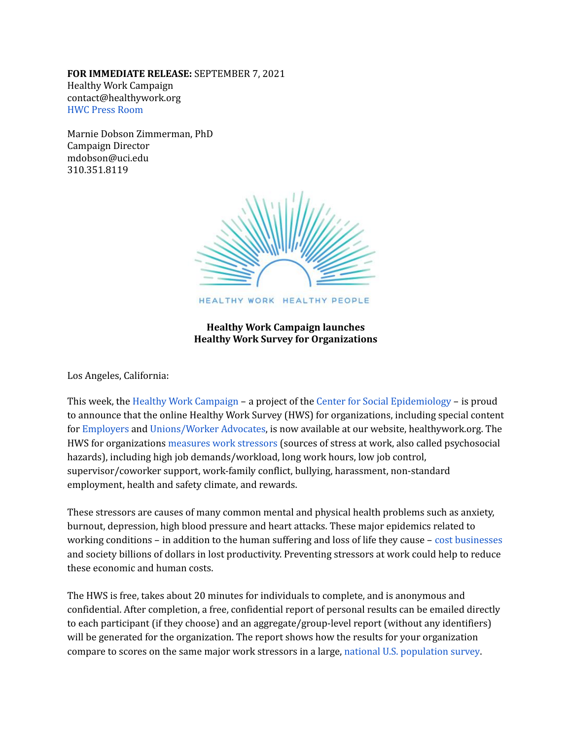**FOR IMMEDIATE RELEASE:** SEPTEMBER 7, 2021
Healthy Work Campaign
contact@healthywork.org
HWC Press Room

Marnie Dobson Zimmerman, PhD
Campaign Director
mdobson@uci.edu
310.351.8119

HEALTHY WORK HEALTHY PEOPLE

**Healthy Work Campaign launches**
**Healthy Work Survey for Organizations**

Los Angeles, California:

This week, the Healthy Work Campaign – a project of the Center for Social Epidemiology – is proud to announce that the online Healthy Work Survey (HWS) for organizations, including special content for Employers and Unions/Worker Advocates, is now available at our website, healthywork.org. The HWS for organizations measures work stressors (sources of stress at work, also called psychosocial hazards), including high job demands/workload, long work hours, low job control, supervisor/coworker support, work-family conflict, bullying, harassment, non-standard employment, health and safety climate, and rewards.

These stressors are causes of many common mental and physical health problems such as anxiety, burnout, depression, high blood pressure and heart attacks. These major epidemics related to working conditions – in addition to the human suffering and loss of life they cause – cost businesses and society billions of dollars in lost productivity. Preventing stressors at work could help to reduce these economic and human costs.

The HWS is free, takes about 20 minutes for individuals to complete, and is anonymous and confidential. After completion, a free, confidential report of personal results can be emailed directly to each participant (if they choose) and an aggregate/group-level report (without any identifiers) will be generated for the organization. The report shows how the results for your organization compare to scores on the same major work stressors in a large, national U.S. population survey.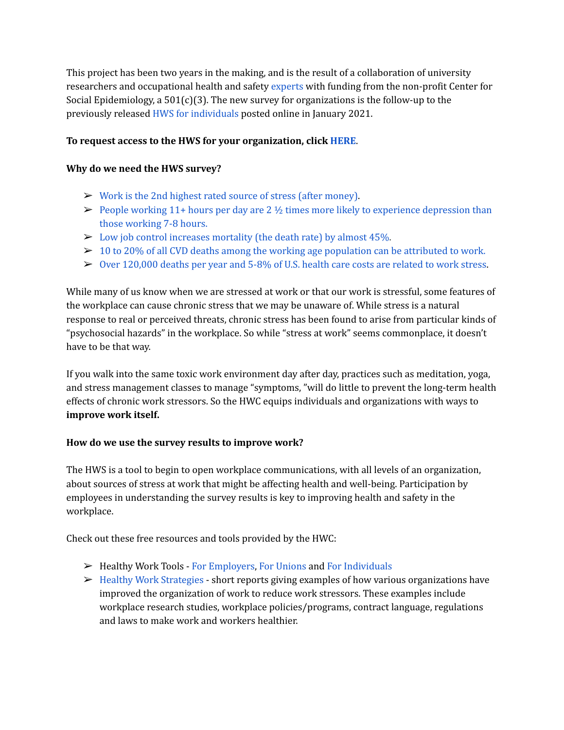This project has been two years in the making, and is the result of a collaboration of university researchers and occupational health and safety experts with funding from the non-profit Center for Social Epidemiology, a 501(c)(3). The new survey for organizations is the follow-up to the previously released HWS for individuals posted online in January 2021.

**To request access to the HWS for your organization, click HERE.**

**Why do we need the HWS survey?**

- Work is the 2nd highest rated source of stress (after money).
- People working 11+ hours per day are 2 ½ times more likely to experience depression than those working 7-8 hours.
- Low job control increases mortality (the death rate) by almost 45%.
- 10 to 20% of all CVD deaths among the working age population can be attributed to work.
- Over 120,000 deaths per year and 5-8% of U.S. health care costs are related to work stress.

While many of us know when we are stressed at work or that our work is stressful, some features of the workplace can cause chronic stress that we may be unaware of. While stress is a natural response to real or perceived threats, chronic stress has been found to arise from particular kinds of "psychosocial hazards" in the workplace. So while "stress at work" seems commonplace, it doesn't have to be that way.

If you walk into the same toxic work environment day after day, practices such as meditation, yoga, and stress management classes to manage "symptoms, "will do little to prevent the long-term health effects of chronic work stressors. So the HWC equips individuals and organizations with ways to **improve work itself.**

**How do we use the survey results to improve work?**

The HWS is a tool to begin to open workplace communications, with all levels of an organization, about sources of stress at work that might be affecting health and well-being. Participation by employees in understanding the survey results is key to improving health and safety in the workplace.

Check out these free resources and tools provided by the HWC:

- Healthy Work Tools - For Employers, For Unions and For Individuals
- Healthy Work Strategies - short reports giving examples of how various organizations have improved the organization of work to reduce work stressors. These examples include workplace research studies, workplace policies/programs, contract language, regulations and laws to make work and workers healthier.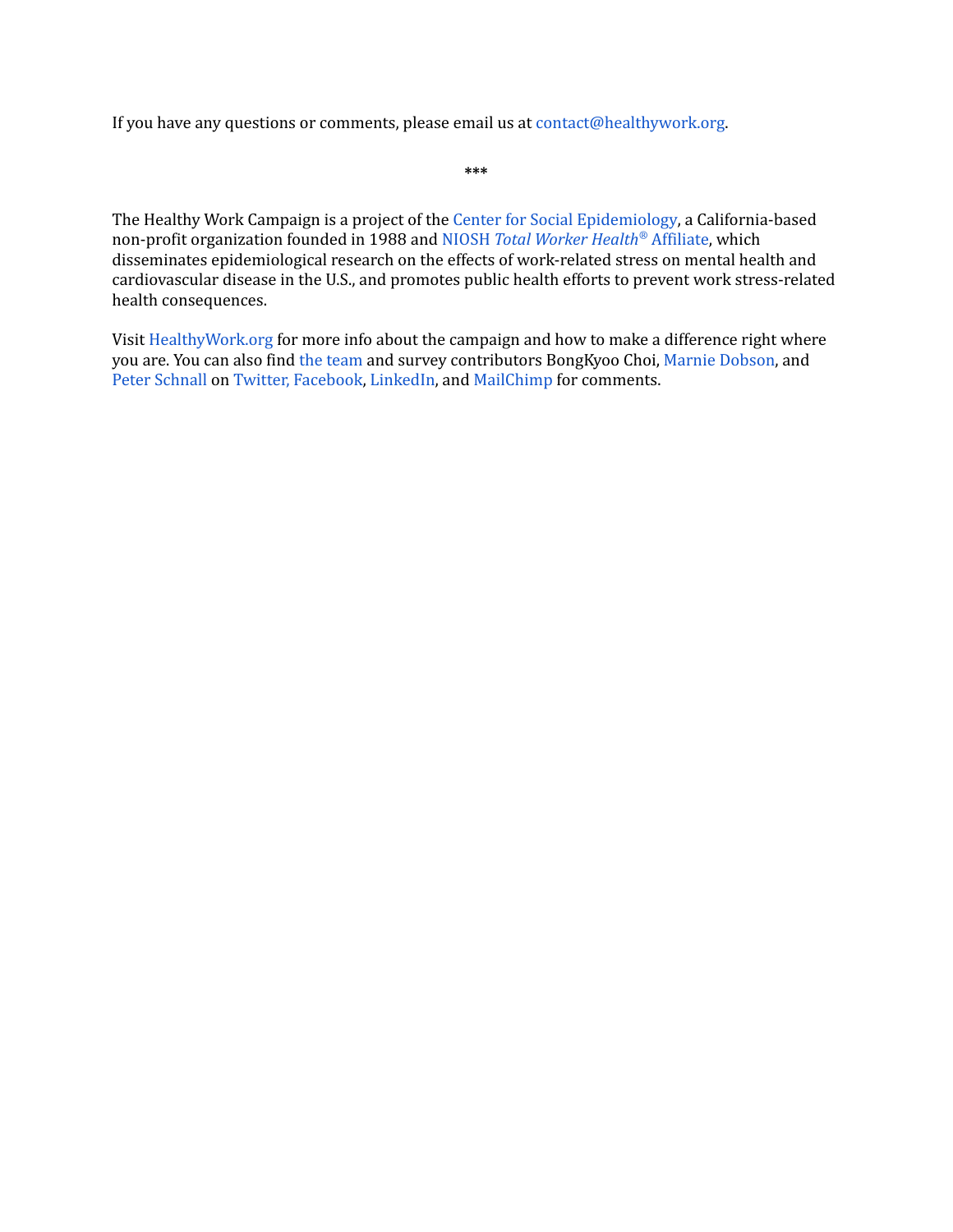If you have any questions or comments, please email us at contact@healthywork.org.

***

The Healthy Work Campaign is a project of the Center for Social Epidemiology, a California-based non-profit organization founded in 1988 and NIOSH *Total Worker Health*® Affiliate, which disseminates epidemiological research on the effects of work-related stress on mental health and cardiovascular disease in the U.S., and promotes public health efforts to prevent work stress-related health consequences.

Visit HealthyWork.org for more info about the campaign and how to make a difference right where you are. You can also find the team and survey contributors BongKyoo Choi, Marnie Dobson, and Peter Schnall on Twitter, Facebook, LinkedIn, and MailChimp for comments.